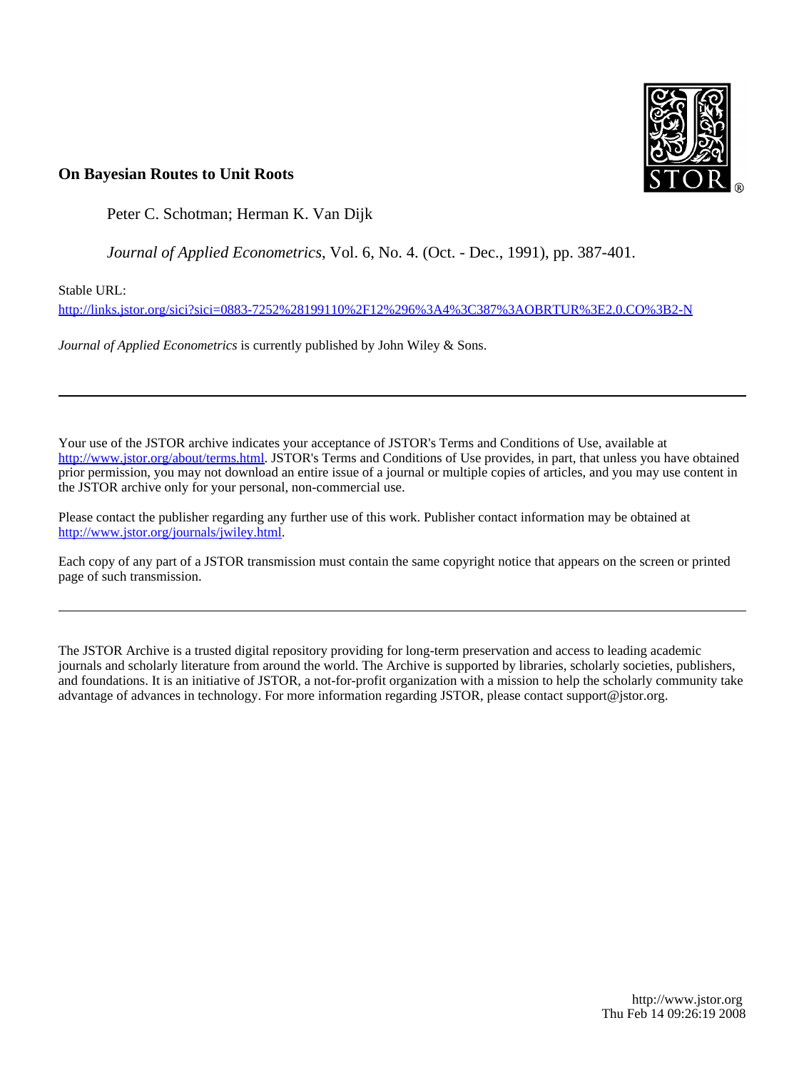**On Bayesian Routes to Unit Roots**

Peter C. Schotman; Herman K. Van Dijk

*Journal of Applied Econometrics*, Vol. 6, No. 4. (Oct. - Dec., 1991), pp. 387-401.

Stable URL:

http://links.jstor.org/sici?sici=0883-7252%28199110%2F12%296%3A4%3C387%3AOBRTUR%3E2.0.CO%3B2-N

*Journal of Applied Econometrics* is currently published by John Wiley & Sons.

---

Your use of the JSTOR archive indicates your acceptance of JSTOR's Terms and Conditions of Use, available at http://www.jstor.org/about/terms.html. JSTOR's Terms and Conditions of Use provides, in part, that unless you have obtained prior permission, you may not download an entire issue of a journal or multiple copies of articles, and you may use content in the JSTOR archive only for your personal, non-commercial use.

Please contact the publisher regarding any further use of this work. Publisher contact information may be obtained at http://www.jstor.org/journals/jwiley.html.

Each copy of any part of a JSTOR transmission must contain the same copyright notice that appears on the screen or printed page of such transmission.

---

The JSTOR Archive is a trusted digital repository providing for long-term preservation and access to leading academic journals and scholarly literature from around the world. The Archive is supported by libraries, scholarly societies, publishers, and foundations. It is an initiative of JSTOR, a not-for-profit organization with a mission to help the scholarly community take advantage of advances in technology. For more information regarding JSTOR, please contact support@jstor.org.

http://www.jstor.org
Thu Feb 14 09:26:19 2008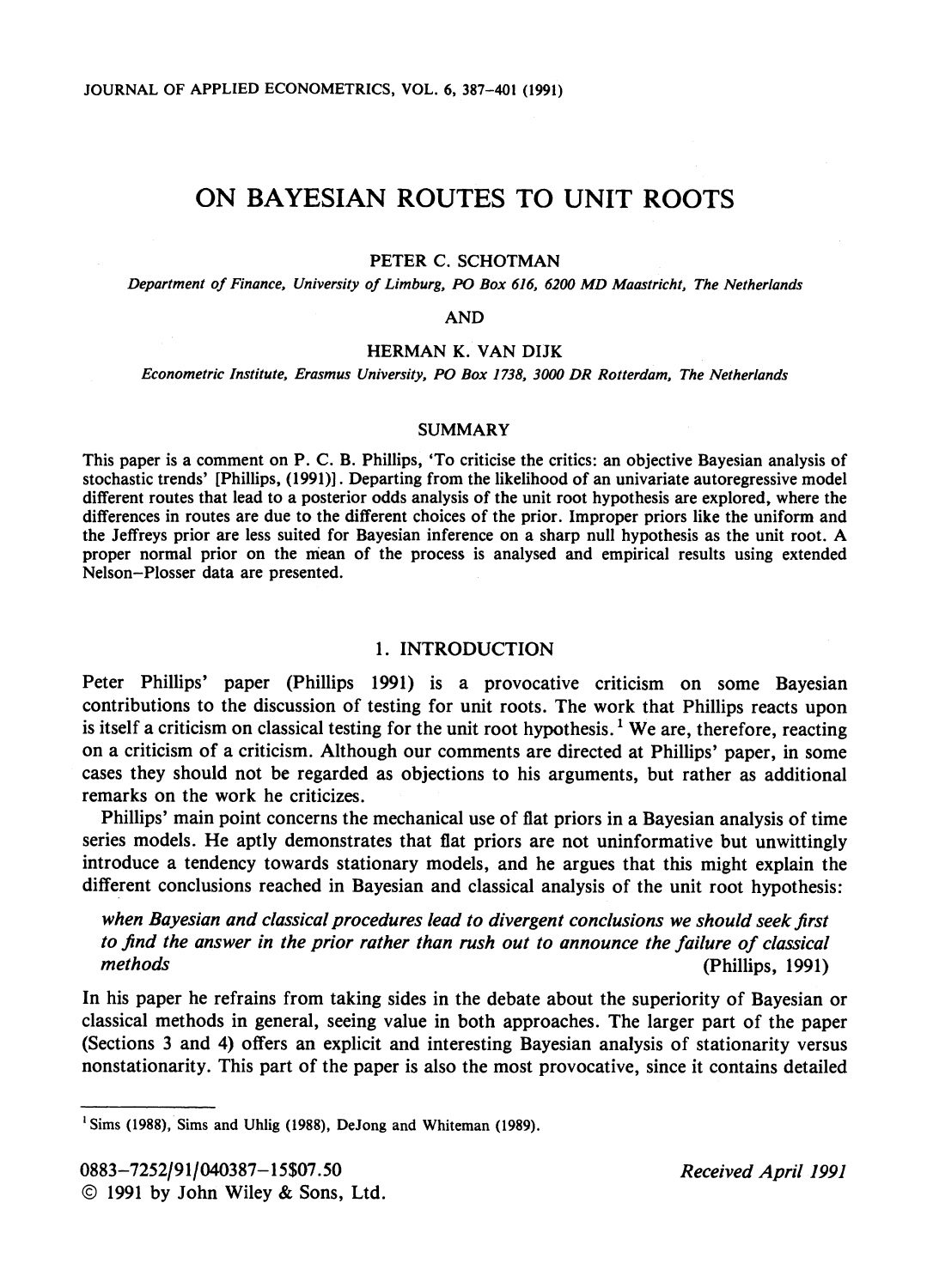# ON BAYESIAN ROUTES TO UNIT ROOTS

PETER C. SCHOTMAN

*Department of Finance, University of Limburg, PO Box 616, 6200 MD Maastricht, The Netherlands*

AND

HERMAN K. VAN DIJK

*Econometric Institute, Erasmus University, PO Box 1738, 3000 DR Rotterdam, The Netherlands*

## SUMMARY

This paper is a comment on P. C. B. Phillips, 'To criticise the critics: an objective Bayesian analysis of stochastic trends' [Phillips, (1991)]. Departing from the likelihood of an univariate autoregressive model different routes that lead to a posterior odds analysis of the unit root hypothesis are explored, where the differences in routes are due to the different choices of the prior. Improper priors like the uniform and the Jeffreys prior are less suited for Bayesian inference on a sharp null hypothesis as the unit root. A proper normal prior on the mean of the process is analysed and empirical results using extended Nelson–Plosser data are presented.

## 1. INTRODUCTION

Peter Phillips' paper (Phillips 1991) is a provocative criticism on some Bayesian contributions to the discussion of testing for unit roots. The work that Phillips reacts upon is itself a criticism on classical testing for the unit root hypothesis.[1] We are, therefore, reacting on a criticism of a criticism. Although our comments are directed at Phillips' paper, in some cases they should not be regarded as objections to his arguments, but rather as additional remarks on the work he criticizes.

Phillips' main point concerns the mechanical use of flat priors in a Bayesian analysis of time series models. He aptly demonstrates that flat priors are not uninformative but unwittingly introduce a tendency towards stationary models, and he argues that this might explain the different conclusions reached in Bayesian and classical analysis of the unit root hypothesis:

> *when Bayesian and classical procedures lead to divergent conclusions we should seek first to find the answer in the prior rather than rush out to announce the failure of classical methods* (Phillips, 1991)

In his paper he refrains from taking sides in the debate about the superiority of Bayesian or classical methods in general, seeing value in both approaches. The larger part of the paper (Sections 3 and 4) offers an explicit and interesting Bayesian analysis of stationarity versus nonstationarity. This part of the paper is also the most provocative, since it contains detailed

[1] Sims (1988), Sims and Uhlig (1988), DeJong and Whiteman (1989).

0883–7252/91/040387–15$07.50
© 1991 by John Wiley & Sons, Ltd.

*Received April 1991*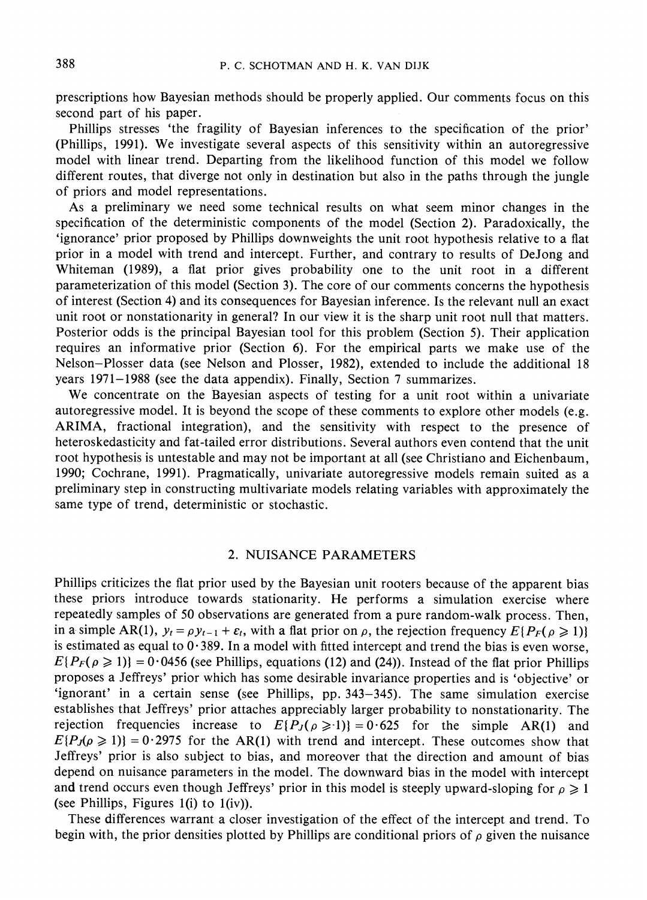prescriptions how Bayesian methods should be properly applied. Our comments focus on this second part of his paper.

Phillips stresses 'the fragility of Bayesian inferences to the specification of the prior' (Phillips, 1991). We investigate several aspects of this sensitivity within an autoregressive model with linear trend. Departing from the likelihood function of this model we follow different routes, that diverge not only in destination but also in the paths through the jungle of priors and model representations.

As a preliminary we need some technical results on what seem minor changes in the specification of the deterministic components of the model (Section 2). Paradoxically, the 'ignorance' prior proposed by Phillips downweights the unit root hypothesis relative to a flat prior in a model with trend and intercept. Further, and contrary to results of DeJong and Whiteman (1989), a flat prior gives probability one to the unit root in a different parameterization of this model (Section 3). The core of our comments concerns the hypothesis of interest (Section 4) and its consequences for Bayesian inference. Is the relevant null an exact unit root or nonstationarity in general? In our view it is the sharp unit root null that matters. Posterior odds is the principal Bayesian tool for this problem (Section 5). Their application requires an informative prior (Section 6). For the empirical parts we make use of the Nelson–Plosser data (see Nelson and Plosser, 1982), extended to include the additional 18 years 1971–1988 (see the data appendix). Finally, Section 7 summarizes.

We concentrate on the Bayesian aspects of testing for a unit root within a univariate autoregressive model. It is beyond the scope of these comments to explore other models (e.g. ARIMA, fractional integration), and the sensitivity with respect to the presence of heteroskedasticity and fat-tailed error distributions. Several authors even contend that the unit root hypothesis is untestable and may not be important at all (see Christiano and Eichenbaum, 1990; Cochrane, 1991). Pragmatically, univariate autoregressive models remain suited as a preliminary step in constructing multivariate models relating variables with approximately the same type of trend, deterministic or stochastic.

## 2. NUISANCE PARAMETERS

Phillips criticizes the flat prior used by the Bayesian unit rooters because of the apparent bias these priors introduce towards stationarity. He performs a simulation exercise where repeatedly samples of 50 observations are generated from a pure random-walk process. Then, in a simple AR(1), $y_t = \rho y_{t-1} + \varepsilon_t$, with a flat prior on $\rho$, the rejection frequency $E\{P_F(\rho \geqslant 1)\}$ is estimated as equal to $0{\cdot}389$. In a model with fitted intercept and trend the bias is even worse, $E\{P_F(\rho \geqslant 1)\} = 0{\cdot}0456$ (see Phillips, equations (12) and (24)). Instead of the flat prior Phillips proposes a Jeffreys' prior which has some desirable invariance properties and is 'objective' or 'ignorant' in a certain sense (see Phillips, pp. 343–345). The same simulation exercise establishes that Jeffreys' prior attaches appreciably larger probability to nonstationarity. The rejection frequencies increase to $E\{P_J(\rho \geqslant 1)\} = 0{\cdot}625$ for the simple AR(1) and $E\{P_J(\rho \geqslant 1)\} = 0{\cdot}2975$ for the AR(1) with trend and intercept. These outcomes show that Jeffreys' prior is also subject to bias, and moreover that the direction and amount of bias depend on nuisance parameters in the model. The downward bias in the model with intercept and trend occurs even though Jeffreys' prior in this model is steeply upward-sloping for $\rho \geqslant 1$ (see Phillips, Figures 1(i) to 1(iv)).

These differences warrant a closer investigation of the effect of the intercept and trend. To begin with, the prior densities plotted by Phillips are conditional priors of $\rho$ given the nuisance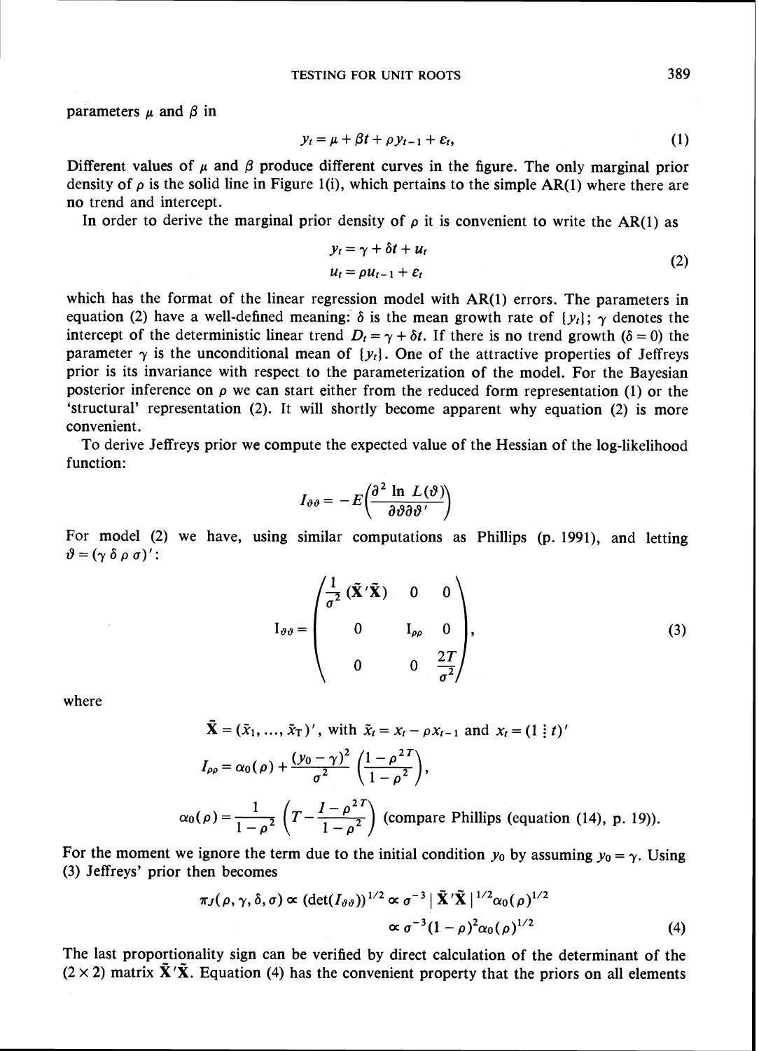parameters $\mu$ and $\beta$ in

$$y_t = \mu + \beta t + \rho y_{t-1} + \varepsilon_t, \tag{1}$$

Different values of $\mu$ and $\beta$ produce different curves in the figure. The only marginal prior density of $\rho$ is the solid line in Figure 1(i), which pertains to the simple AR(1) where there are no trend and intercept.

In order to derive the marginal prior density of $\rho$ it is convenient to write the AR(1) as

$$\begin{aligned} y_t &= \gamma + \delta t + u_t \\ u_t &= \rho u_{t-1} + \varepsilon_t \end{aligned} \tag{2}$$

which has the format of the linear regression model with AR(1) errors. The parameters in equation (2) have a well-defined meaning: $\delta$ is the mean growth rate of $\{y_t\}$; $\gamma$ denotes the intercept of the deterministic linear trend $D_t = \gamma + \delta t$. If there is no trend growth ($\delta = 0$) the parameter $\gamma$ is the unconditional mean of $\{y_t\}$. One of the attractive properties of Jeffreys prior is its invariance with respect to the parameterization of the model. For the Bayesian posterior inference on $\rho$ we can start either from the reduced form representation (1) or the 'structural' representation (2). It will shortly become apparent why equation (2) is more convenient.

To derive Jeffreys prior we compute the expected value of the Hessian of the log-likelihood function:

$$I_{\vartheta\vartheta} = -E\left(\frac{\partial^2 \ln L(\vartheta)}{\partial\vartheta\partial\vartheta'}\right)$$

For model (2) we have, using similar computations as Phillips (p. 1991), and letting $\vartheta = (\gamma\ \delta\ \rho\ \sigma)'$:

$$\mathrm{I}_{\vartheta\vartheta} = \begin{pmatrix} \frac{1}{\sigma^2}(\tilde{\mathbf{X}}'\tilde{\mathbf{X}}) & 0 & 0 \\ 0 & \mathrm{I}_{\rho\rho} & 0 \\ 0 & 0 & \frac{2T}{\sigma^2} \end{pmatrix}, \tag{3}$$

where

$$\tilde{\mathbf{X}} = (\tilde{x}_1, \ldots, \tilde{x}_T)', \text{ with } \tilde{x}_t = x_t - \rho x_{t-1} \text{ and } x_t = (1 \vdots t)'$$

$$I_{\rho\rho} = \alpha_0(\rho) + \frac{(y_0 - \gamma)^2}{\sigma^2}\left(\frac{1-\rho^{2T}}{1-\rho^2}\right),$$

$$\alpha_0(\rho) = \frac{1}{1-\rho^2}\left(T - \frac{I - \rho^{2T}}{1-\rho^2}\right) \text{ (compare Phillips (equation (14), p. 19)).}$$

For the moment we ignore the term due to the initial condition $y_0$ by assuming $y_0 = \gamma$. Using (3) Jeffreys' prior then becomes

$$\begin{aligned} \pi_J(\rho, \gamma, \delta, \sigma) &\propto (\det(I_{\vartheta\vartheta}))^{1/2} \propto \sigma^{-3} \,|\, \tilde{\mathbf{X}}'\tilde{\mathbf{X}} \,|^{1/2} \alpha_0(\rho)^{1/2} \\ &\propto \sigma^{-3}(1-\rho)^2 \alpha_0(\rho)^{1/2} \end{aligned} \tag{4}$$

The last proportionality sign can be verified by direct calculation of the determinant of the $(2 \times 2)$ matrix $\tilde{\mathbf{X}}'\tilde{\mathbf{X}}$. Equation (4) has the convenient property that the priors on all elements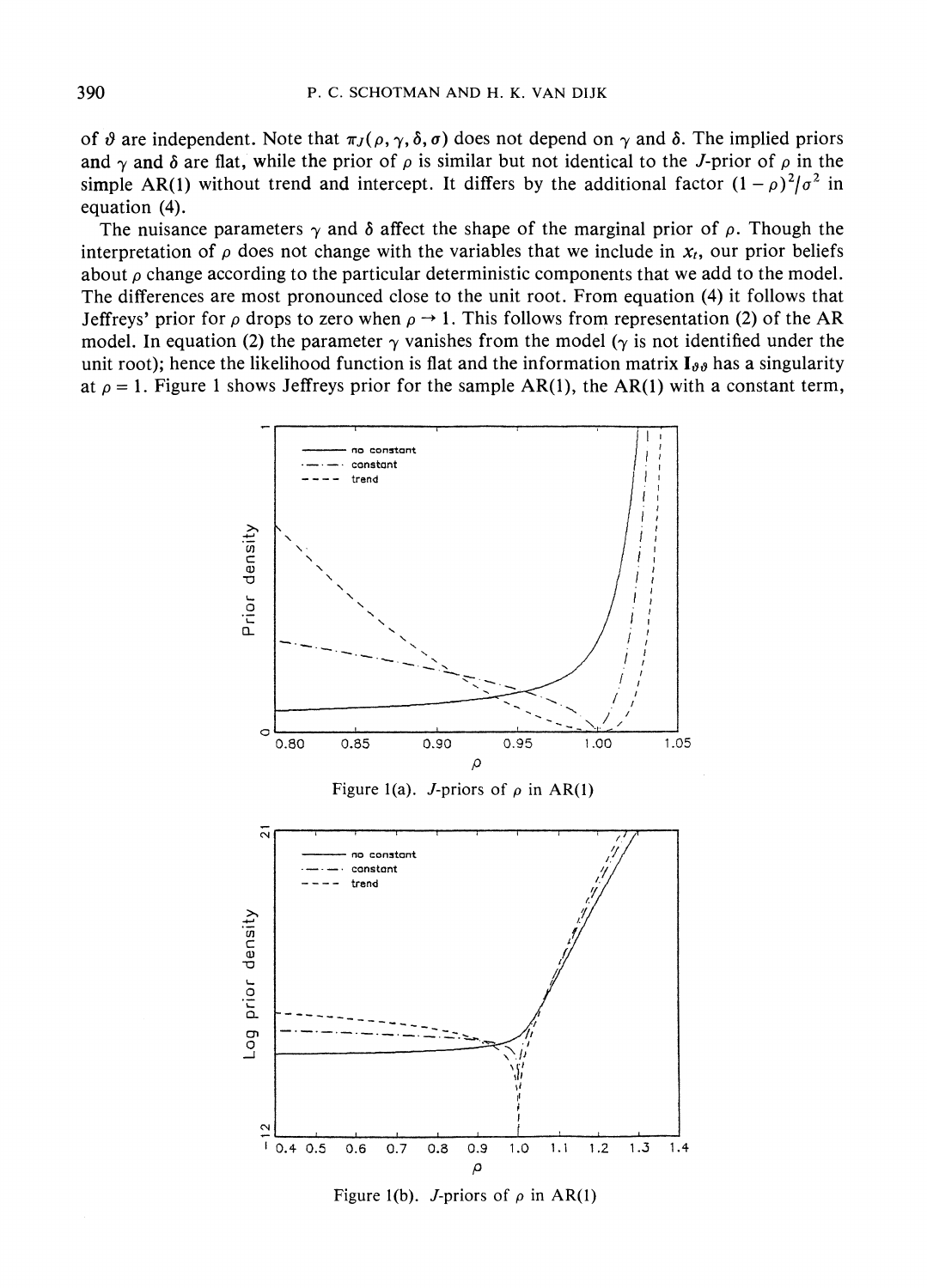of $\vartheta$ are independent. Note that $\pi_J(\rho, \gamma, \delta, \sigma)$ does not depend on $\gamma$ and $\delta$. The implied priors and $\gamma$ and $\delta$ are flat, while the prior of $\rho$ is similar but not identical to the $J$-prior of $\rho$ in the simple AR(1) without trend and intercept. It differs by the additional factor $(1-\rho)^2/\sigma^2$ in equation (4).

The nuisance parameters $\gamma$ and $\delta$ affect the shape of the marginal prior of $\rho$. Though the interpretation of $\rho$ does not change with the variables that we include in $x_t$, our prior beliefs about $\rho$ change according to the particular deterministic components that we add to the model. The differences are most pronounced close to the unit root. From equation (4) it follows that Jeffreys' prior for $\rho$ drops to zero when $\rho \to 1$. This follows from representation (2) of the AR model. In equation (2) the parameter $\gamma$ vanishes from the model ($\gamma$ is not identified under the unit root); hence the likelihood function is flat and the information matrix $\mathbf{I}_{\vartheta\vartheta}$ has a singularity at $\rho = 1$. Figure 1 shows Jeffreys prior for the sample AR(1), the AR(1) with a constant term,

Figure 1(a). $J$-priors of $\rho$ in AR(1)

Figure 1(b). $J$-priors of $\rho$ in AR(1)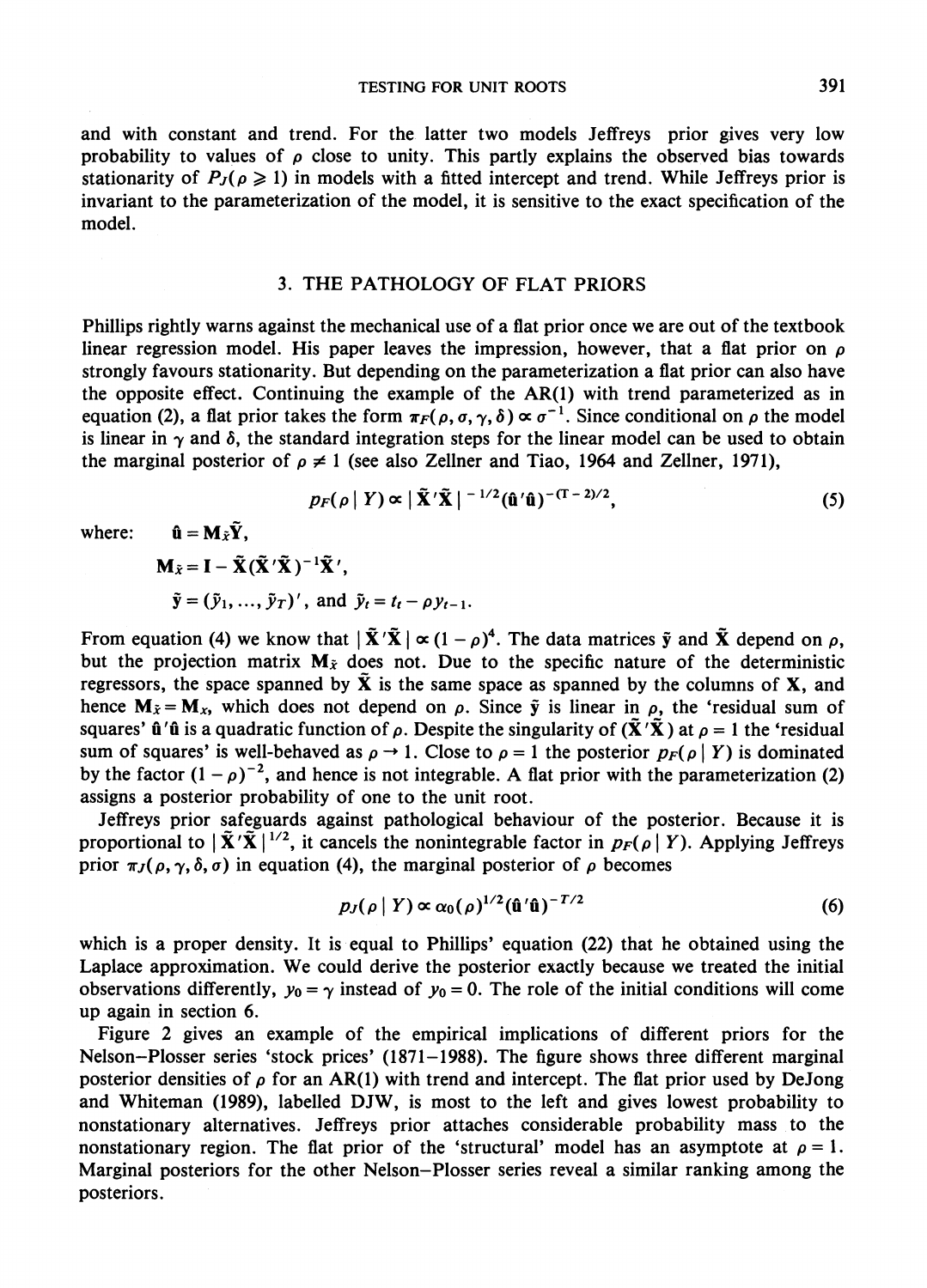and with constant and trend. For the latter two models Jeffreys prior gives very low probability to values of $\rho$ close to unity. This partly explains the observed bias towards stationarity of $P_J(\rho \geqslant 1)$ in models with a fitted intercept and trend. While Jeffreys prior is invariant to the parameterization of the model, it is sensitive to the exact specification of the model.

## 3. THE PATHOLOGY OF FLAT PRIORS

Phillips rightly warns against the mechanical use of a flat prior once we are out of the textbook linear regression model. His paper leaves the impression, however, that a flat prior on $\rho$ strongly favours stationarity. But depending on the parameterization a flat prior can also have the opposite effect. Continuing the example of the AR(1) with trend parameterized as in equation (2), a flat prior takes the form $\pi_F(\rho, \sigma, \gamma, \delta) \propto \sigma^{-1}$. Since conditional on $\rho$ the model is linear in $\gamma$ and $\delta$, the standard integration steps for the linear model can be used to obtain the marginal posterior of $\rho \neq 1$ (see also Zellner and Tiao, 1964 and Zellner, 1971),

$$p_F(\rho \mid Y) \propto |\tilde{\mathbf{X}}'\tilde{\mathbf{X}}|^{-1/2}(\hat{\mathbf{u}}'\hat{\mathbf{u}})^{-(T-2)/2}, \tag{5}$$

where:
$$\hat{\mathbf{u}} = \mathbf{M}_{\tilde{x}}\tilde{\mathbf{Y}},$$
$$\mathbf{M}_{\tilde{x}} = \mathbf{I} - \tilde{\mathbf{X}}(\tilde{\mathbf{X}}'\tilde{\mathbf{X}})^{-1}\tilde{\mathbf{X}}',$$
$$\tilde{\mathbf{y}} = (\tilde{y}_1, \ldots, \tilde{y}_T)', \text{ and } \tilde{y}_t = t_t - \rho y_{t-1}.$$

From equation (4) we know that $|\tilde{\mathbf{X}}'\tilde{\mathbf{X}}| \propto (1-\rho)^4$. The data matrices $\tilde{\mathbf{y}}$ and $\tilde{\mathbf{X}}$ depend on $\rho$, but the projection matrix $\mathbf{M}_{\tilde{x}}$ does not. Due to the specific nature of the deterministic regressors, the space spanned by $\tilde{\mathbf{X}}$ is the same space as spanned by the columns of $\mathbf{X}$, and hence $\mathbf{M}_{\tilde{x}} = \mathbf{M}_x$, which does not depend on $\rho$. Since $\tilde{\mathbf{y}}$ is linear in $\rho$, the 'residual sum of squares' $\hat{\mathbf{u}}'\hat{\mathbf{u}}$ is a quadratic function of $\rho$. Despite the singularity of $(\tilde{\mathbf{X}}'\tilde{\mathbf{X}})$ at $\rho = 1$ the 'residual sum of squares' is well-behaved as $\rho \to 1$. Close to $\rho = 1$ the posterior $p_F(\rho \mid Y)$ is dominated by the factor $(1-\rho)^{-2}$, and hence is not integrable. A flat prior with the parameterization (2) assigns a posterior probability of one to the unit root.

Jeffreys prior safeguards against pathological behaviour of the posterior. Because it is proportional to $|\tilde{\mathbf{X}}'\tilde{\mathbf{X}}|^{1/2}$, it cancels the nonintegrable factor in $p_F(\rho \mid Y)$. Applying Jeffreys prior $\pi_J(\rho, \gamma, \delta, \sigma)$ in equation (4), the marginal posterior of $\rho$ becomes

$$p_J(\rho \mid Y) \propto \alpha_0(\rho)^{1/2}(\hat{\mathbf{u}}'\hat{\mathbf{u}})^{-T/2} \tag{6}$$

which is a proper density. It is equal to Phillips' equation (22) that he obtained using the Laplace approximation. We could derive the posterior exactly because we treated the initial observations differently, $y_0 = \gamma$ instead of $y_0 = 0$. The role of the initial conditions will come up again in section 6.

Figure 2 gives an example of the empirical implications of different priors for the Nelson–Plosser series 'stock prices' (1871–1988). The figure shows three different marginal posterior densities of $\rho$ for an AR(1) with trend and intercept. The flat prior used by DeJong and Whiteman (1989), labelled DJW, is most to the left and gives lowest probability to nonstationary alternatives. Jeffreys prior attaches considerable probability mass to the nonstationary region. The flat prior of the 'structural' model has an asymptote at $\rho = 1$. Marginal posteriors for the other Nelson–Plosser series reveal a similar ranking among the posteriors.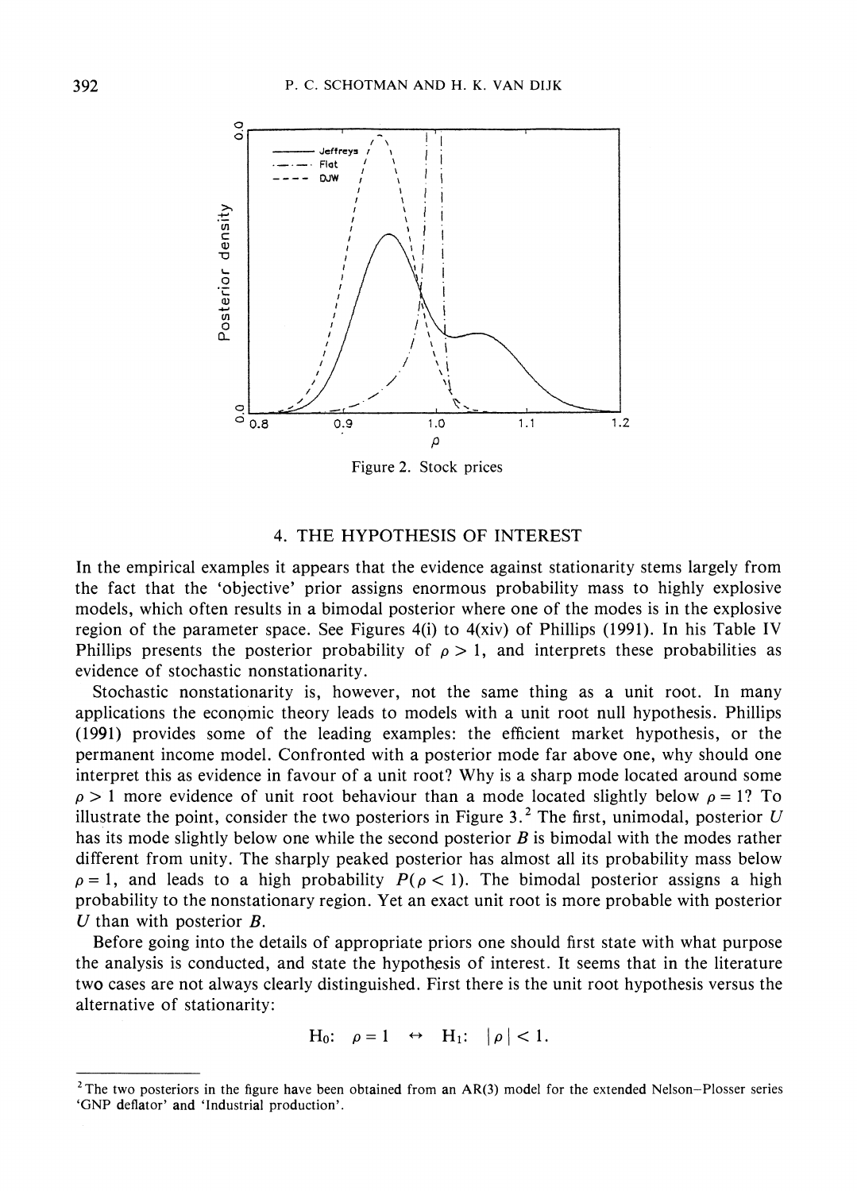Figure 2. Stock prices

## 4. THE HYPOTHESIS OF INTEREST

In the empirical examples it appears that the evidence against stationarity stems largely from the fact that the 'objective' prior assigns enormous probability mass to highly explosive models, which often results in a bimodal posterior where one of the modes is in the explosive region of the parameter space. See Figures 4(i) to 4(xiv) of Phillips (1991). In his Table IV Phillips presents the posterior probability of $\rho > 1$, and interprets these probabilities as evidence of stochastic nonstationarity.

Stochastic nonstationarity is, however, not the same thing as a unit root. In many applications the economic theory leads to models with a unit root null hypothesis. Phillips (1991) provides some of the leading examples: the efficient market hypothesis, or the permanent income model. Confronted with a posterior mode far above one, why should one interpret this as evidence in favour of a unit root? Why is a sharp mode located around some $\rho > 1$ more evidence of unit root behaviour than a mode located slightly below $\rho = 1$? To illustrate the point, consider the two posteriors in Figure 3.[2] The first, unimodal, posterior $U$ has its mode slightly below one while the second posterior $B$ is bimodal with the modes rather different from unity. The sharply peaked posterior has almost all its probability mass below $\rho = 1$, and leads to a high probability $P(\rho < 1)$. The bimodal posterior assigns a high probability to the nonstationary region. Yet an exact unit root is more probable with posterior $U$ than with posterior $B$.

Before going into the details of appropriate priors one should first state with what purpose the analysis is conducted, and state the hypothesis of interest. It seems that in the literature two cases are not always clearly distinguished. First there is the unit root hypothesis versus the alternative of stationarity:

$$\text{H}_0: \ \rho = 1 \quad \leftrightarrow \quad \text{H}_1: \ |\rho| < 1.$$

[2] The two posteriors in the figure have been obtained from an AR(3) model for the extended Nelson–Plosser series 'GNP deflator' and 'Industrial production'.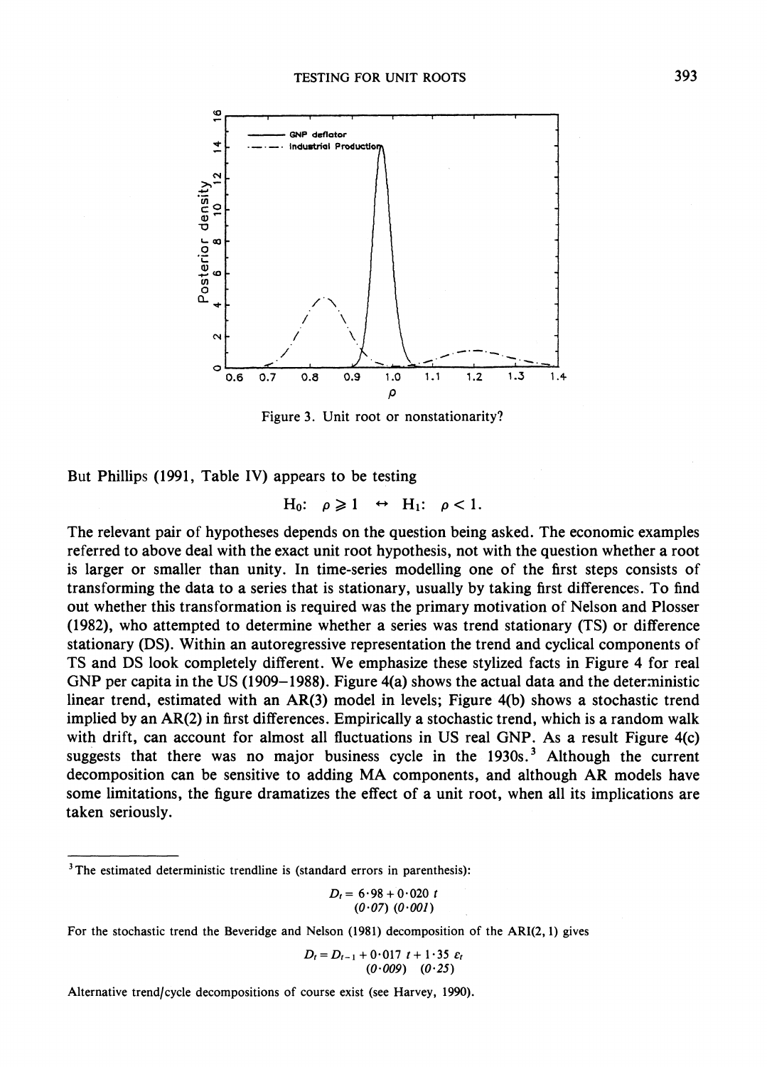Figure 3. Unit root or nonstationarity?

But Phillips (1991, Table IV) appears to be testing

$$\mathrm{H_0}:\ \rho \geqslant 1 \quad \leftrightarrow \quad \mathrm{H_1}:\ \rho < 1.$$

The relevant pair of hypotheses depends on the question being asked. The economic examples referred to above deal with the exact unit root hypothesis, not with the question whether a root is larger or smaller than unity. In time-series modelling one of the first steps consists of transforming the data to a series that is stationary, usually by taking first differences. To find out whether this transformation is required was the primary motivation of Nelson and Plosser (1982), who attempted to determine whether a series was trend stationary (TS) or difference stationary (DS). Within an autoregressive representation the trend and cyclical components of TS and DS look completely different. We emphasize these stylized facts in Figure 4 for real GNP per capita in the US (1909–1988). Figure 4(a) shows the actual data and the deterministic linear trend, estimated with an AR(3) model in levels; Figure 4(b) shows a stochastic trend implied by an AR(2) in first differences. Empirically a stochastic trend, which is a random walk with drift, can account for almost all fluctuations in US real GNP. As a result Figure 4(c) suggests that there was no major business cycle in the 1930s.[3] Although the current decomposition can be sensitive to adding MA components, and although AR models have some limitations, the figure dramatizes the effect of a unit root, when all its implications are taken seriously.

---

[3] The estimated deterministic trendline is (standard errors in parenthesis):

$$D_t = \underset{(0\cdot 07)}{6\cdot 98} + \underset{(0\cdot 001)}{0\cdot 020}\, t$$

For the stochastic trend the Beveridge and Nelson (1981) decomposition of the ARI(2, 1) gives

$$D_t = D_{t-1} + \underset{(0\cdot 009)}{0\cdot 017}\, t + \underset{(0\cdot 25)}{1\cdot 35}\, \varepsilon_t$$

Alternative trend/cycle decompositions of course exist (see Harvey, 1990).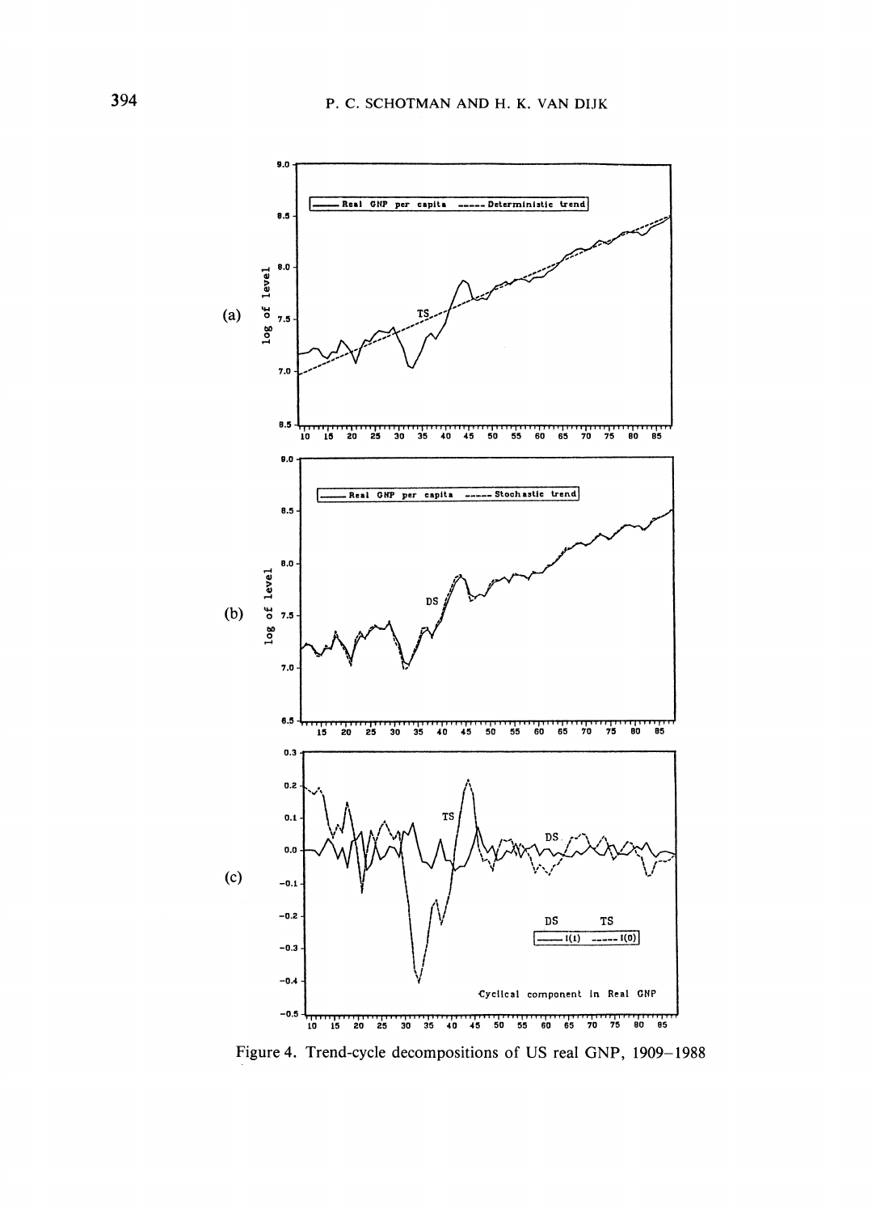Figure 4. Trend-cycle decompositions of US real GNP, 1909–1988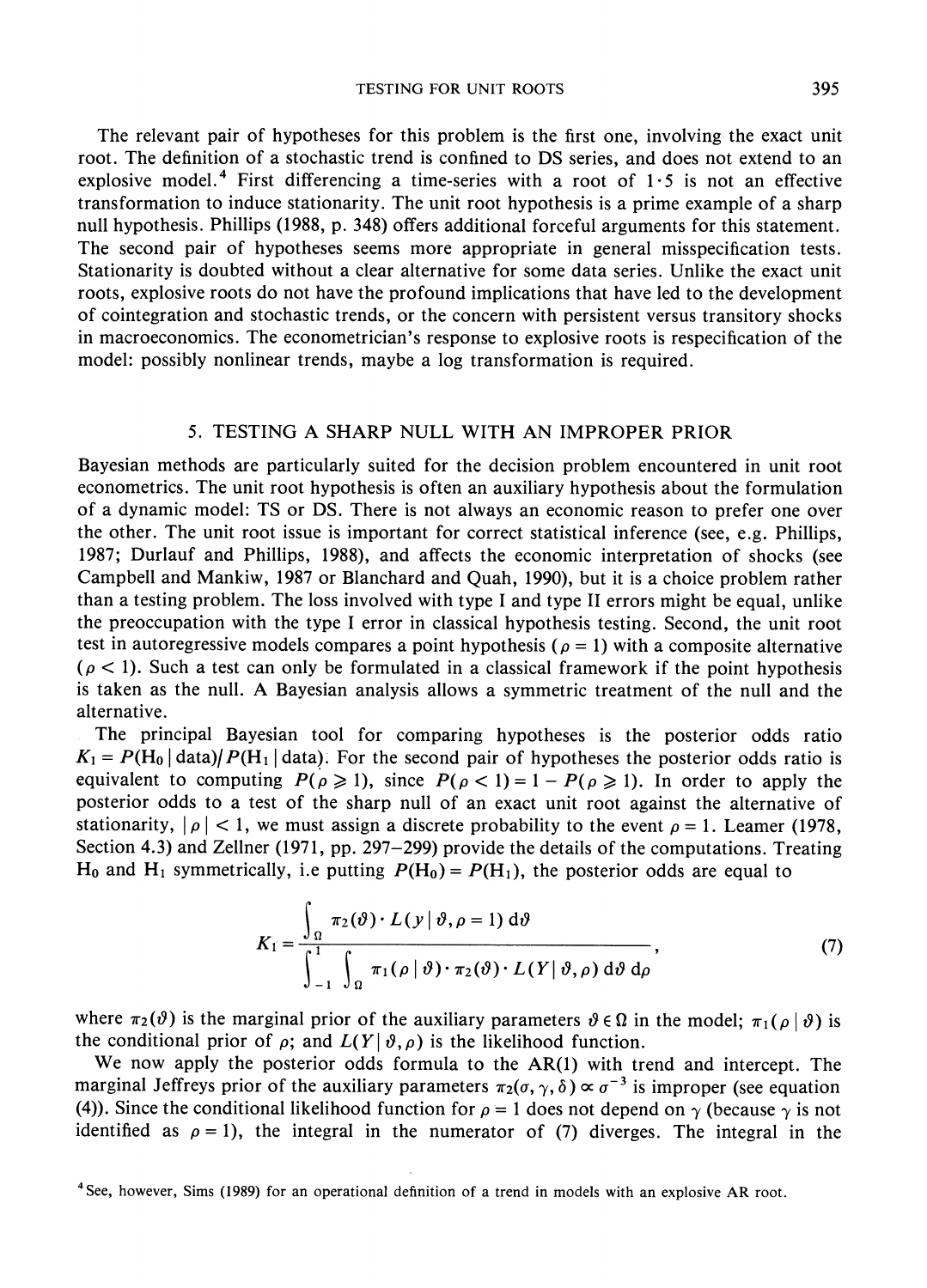The relevant pair of hypotheses for this problem is the first one, involving the exact unit root. The definition of a stochastic trend is confined to DS series, and does not extend to an explosive model.[4] First differencing a time-series with a root of 1·5 is not an effective transformation to induce stationarity. The unit root hypothesis is a prime example of a sharp null hypothesis. Phillips (1988, p. 348) offers additional forceful arguments for this statement. The second pair of hypotheses seems more appropriate in general misspecification tests. Stationarity is doubted without a clear alternative for some data series. Unlike the exact unit roots, explosive roots do not have the profound implications that have led to the development of cointegration and stochastic trends, or the concern with persistent versus transitory shocks in macroeconomics. The econometrician's response to explosive roots is respecification of the model: possibly nonlinear trends, maybe a log transformation is required.

## 5. TESTING A SHARP NULL WITH AN IMPROPER PRIOR

Bayesian methods are particularly suited for the decision problem encountered in unit root econometrics. The unit root hypothesis is often an auxiliary hypothesis about the formulation of a dynamic model: TS or DS. There is not always an economic reason to prefer one over the other. The unit root issue is important for correct statistical inference (see, e.g. Phillips, 1987; Durlauf and Phillips, 1988), and affects the economic interpretation of shocks (see Campbell and Mankiw, 1987 or Blanchard and Quah, 1990), but it is a choice problem rather than a testing problem. The loss involved with type I and type II errors might be equal, unlike the preoccupation with the type I error in classical hypothesis testing. Second, the unit root test in autoregressive models compares a point hypothesis ($\rho = 1$) with a composite alternative ($\rho < 1$). Such a test can only be formulated in a classical framework if the point hypothesis is taken as the null. A Bayesian analysis allows a symmetric treatment of the null and the alternative.

The principal Bayesian tool for comparing hypotheses is the posterior odds ratio $K_1 = P(\text{H}_0 \mid \text{data})/P(\text{H}_1 \mid \text{data})$. For the second pair of hypotheses the posterior odds ratio is equivalent to computing $P(\rho \geqslant 1)$, since $P(\rho < 1) = 1 - P(\rho \geqslant 1)$. In order to apply the posterior odds to a test of the sharp null of an exact unit root against the alternative of stationarity, $|\rho| < 1$, we must assign a discrete probability to the event $\rho = 1$. Leamer (1978, Section 4.3) and Zellner (1971, pp. 297–299) provide the details of the computations. Treating $\text{H}_0$ and $\text{H}_1$ symmetrically, i.e putting $P(\text{H}_0) = P(\text{H}_1)$, the posterior odds are equal to

$$K_1 = \frac{\int_{\Omega} \pi_2(\vartheta) \cdot L(y \mid \vartheta, \rho = 1)\, \mathrm{d}\vartheta}{\int_{-1}^{1} \int_{\Omega} \pi_1(\rho \mid \vartheta) \cdot \pi_2(\vartheta) \cdot L(Y \mid \vartheta, \rho)\, \mathrm{d}\vartheta\, \mathrm{d}\rho}, \tag{7}$$

where $\pi_2(\vartheta)$ is the marginal prior of the auxiliary parameters $\vartheta \in \Omega$ in the model; $\pi_1(\rho \mid \vartheta)$ is the conditional prior of $\rho$; and $L(Y \mid \vartheta, \rho)$ is the likelihood function.

We now apply the posterior odds formula to the AR(1) with trend and intercept. The marginal Jeffreys prior of the auxiliary parameters $\pi_2(\sigma, \gamma, \delta) \propto \sigma^{-3}$ is improper (see equation (4)). Since the conditional likelihood function for $\rho = 1$ does not depend on $\gamma$ (because $\gamma$ is not identified as $\rho = 1$), the integral in the numerator of (7) diverges. The integral in the

[4] See, however, Sims (1989) for an operational definition of a trend in models with an explosive AR root.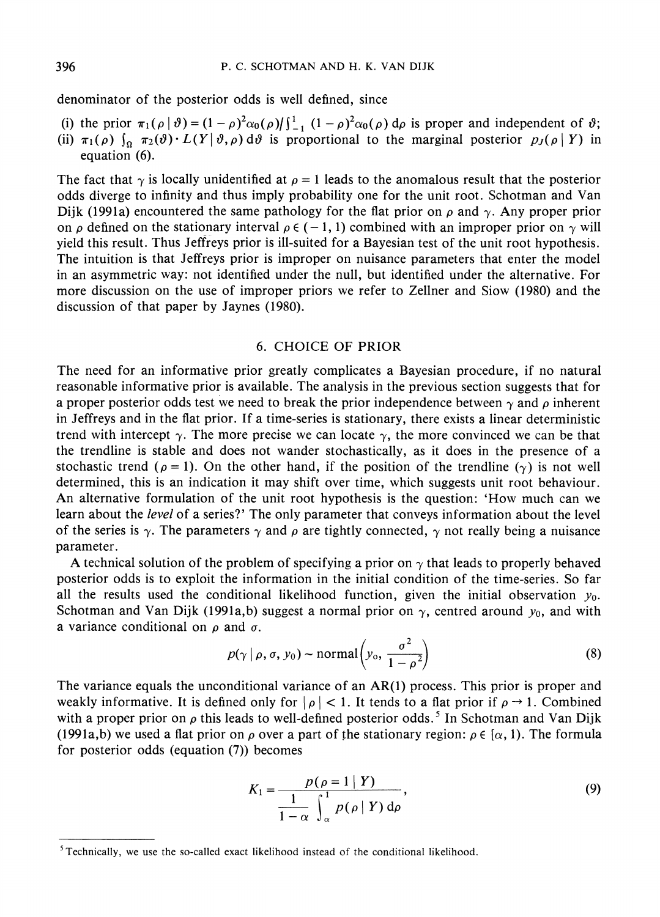denominator of the posterior odds is well defined, since

(i) the prior $\pi_1(\rho \mid \vartheta) = (1-\rho)^2 \alpha_0(\rho) / \int_{-1}^{1} (1-\rho)^2 \alpha_0(\rho)\, \mathrm{d}\rho$ is proper and independent of $\vartheta$;
(ii) $\pi_1(\rho) \int_\Omega \pi_2(\vartheta) \cdot L(Y \mid \vartheta, \rho)\, \mathrm{d}\vartheta$ is proportional to the marginal posterior $p_J(\rho \mid Y)$ in equation (6).

The fact that $\gamma$ is locally unidentified at $\rho = 1$ leads to the anomalous result that the posterior odds diverge to infinity and thus imply probability one for the unit root. Schotman and Van Dijk (1991a) encountered the same pathology for the flat prior on $\rho$ and $\gamma$. Any proper prior on $\rho$ defined on the stationary interval $\rho \in (-1, 1)$ combined with an improper prior on $\gamma$ will yield this result. Thus Jeffreys prior is ill-suited for a Bayesian test of the unit root hypothesis. The intuition is that Jeffreys prior is improper on nuisance parameters that enter the model in an asymmetric way: not identified under the null, but identified under the alternative. For more discussion on the use of improper priors we refer to Zellner and Siow (1980) and the discussion of that paper by Jaynes (1980).

## 6. CHOICE OF PRIOR

The need for an informative prior greatly complicates a Bayesian procedure, if no natural reasonable informative prior is available. The analysis in the previous section suggests that for a proper posterior odds test we need to break the prior independence between $\gamma$ and $\rho$ inherent in Jeffreys and in the flat prior. If a time-series is stationary, there exists a linear deterministic trend with intercept $\gamma$. The more precise we can locate $\gamma$, the more convinced we can be that the trendline is stable and does not wander stochastically, as it does in the presence of a stochastic trend ($\rho = 1$). On the other hand, if the position of the trendline ($\gamma$) is not well determined, this is an indication it may shift over time, which suggests unit root behaviour. An alternative formulation of the unit root hypothesis is the question: 'How much can we learn about the *level* of a series?' The only parameter that conveys information about the level of the series is $\gamma$. The parameters $\gamma$ and $\rho$ are tightly connected, $\gamma$ not really being a nuisance parameter.

A technical solution of the problem of specifying a prior on $\gamma$ that leads to properly behaved posterior odds is to exploit the information in the initial condition of the time-series. So far all the results used the conditional likelihood function, given the initial observation $y_0$. Schotman and Van Dijk (1991a,b) suggest a normal prior on $\gamma$, centred around $y_0$, and with a variance conditional on $\rho$ and $\sigma$.

$$p(\gamma \mid \rho, \sigma, y_0) \sim \text{normal}\left(y_0, \frac{\sigma^2}{1-\rho^2}\right) \tag{8}$$

The variance equals the unconditional variance of an AR(1) process. This prior is proper and weakly informative. It is defined only for $|\rho| < 1$. It tends to a flat prior if $\rho \to 1$. Combined with a proper prior on $\rho$ this leads to well-defined posterior odds.[5] In Schotman and Van Dijk (1991a,b) we used a flat prior on $\rho$ over a part of the stationary region: $\rho \in [\alpha, 1)$. The formula for posterior odds (equation (7)) becomes

$$K_1 = \frac{p(\rho = 1 \mid Y)}{\dfrac{1}{1-\alpha} \displaystyle\int_\alpha^1 p(\rho \mid Y)\, \mathrm{d}\rho}, \tag{9}$$

[5] Technically, we use the so-called exact likelihood instead of the conditional likelihood.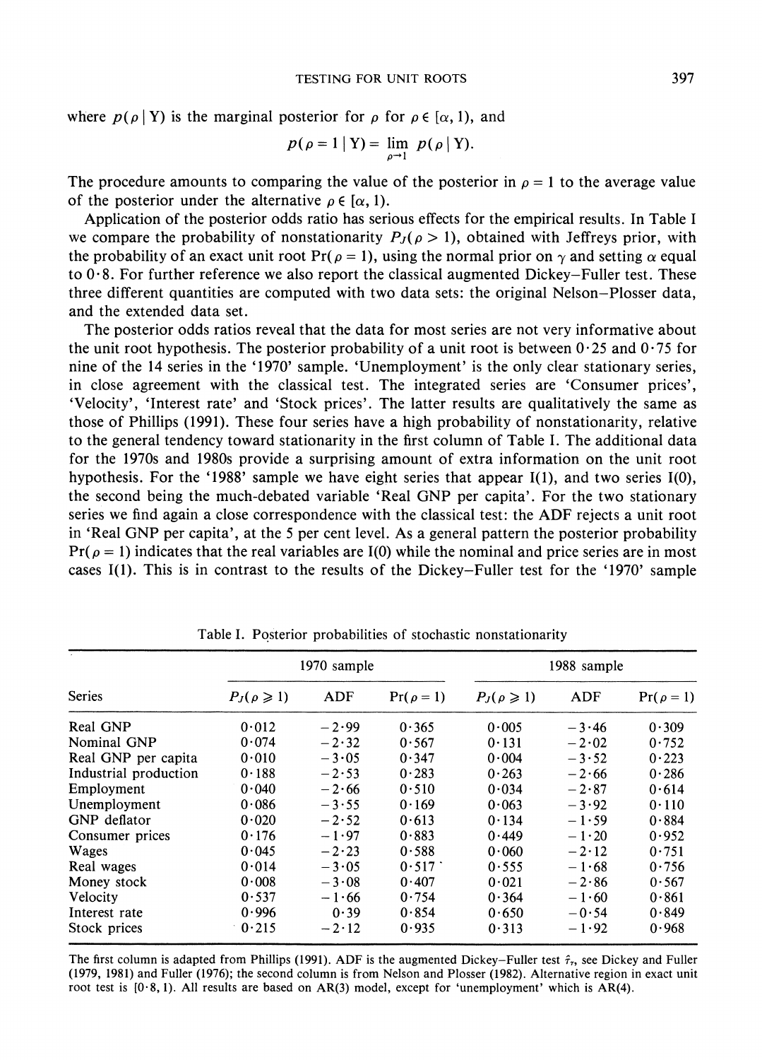where $p(\rho \mid Y)$ is the marginal posterior for $\rho$ for $\rho \in [\alpha, 1)$, and

$$p(\rho = 1 \mid Y) = \lim_{\rho \to 1} p(\rho \mid Y).$$

The procedure amounts to comparing the value of the posterior in $\rho = 1$ to the average value of the posterior under the alternative $\rho \in [\alpha, 1)$.

Application of the posterior odds ratio has serious effects for the empirical results. In Table I we compare the probability of nonstationarity $P_J(\rho > 1)$, obtained with Jeffreys prior, with the probability of an exact unit root $\Pr(\rho = 1)$, using the normal prior on $\gamma$ and setting $\alpha$ equal to 0·8. For further reference we also report the classical augmented Dickey–Fuller test. These three different quantities are computed with two data sets: the original Nelson–Plosser data, and the extended data set.

The posterior odds ratios reveal that the data for most series are not very informative about the unit root hypothesis. The posterior probability of a unit root is between 0·25 and 0·75 for nine of the 14 series in the '1970' sample. 'Unemployment' is the only clear stationary series, in close agreement with the classical test. The integrated series are 'Consumer prices', 'Velocity', 'Interest rate' and 'Stock prices'. The latter results are qualitatively the same as those of Phillips (1991). These four series have a high probability of nonstationarity, relative to the general tendency toward stationarity in the first column of Table I. The additional data for the 1970s and 1980s provide a surprising amount of extra information on the unit root hypothesis. For the '1988' sample we have eight series that appear I(1), and two series I(0), the second being the much-debated variable 'Real GNP per capita'. For the two stationary series we find again a close correspondence with the classical test: the ADF rejects a unit root in 'Real GNP per capita', at the 5 per cent level. As a general pattern the posterior probability $\Pr(\rho = 1)$ indicates that the real variables are I(0) while the nominal and price series are in most cases I(1). This is in contrast to the results of the Dickey–Fuller test for the '1970' sample

Table I. Posterior probabilities of stochastic nonstationarity

| | 1970 sample | | | 1988 sample | | |
|---|---|---|---|---|---|---|
| Series | $P_J(\rho \geqslant 1)$ | ADF | $\Pr(\rho = 1)$ | $P_J(\rho \geqslant 1)$ | ADF | $\Pr(\rho = 1)$ |
| Real GNP | 0·012 | −2·99 | 0·365 | 0·005 | −3·46 | 0·309 |
| Nominal GNP | 0·074 | −2·32 | 0·567 | 0·131 | −2·02 | 0·752 |
| Real GNP per capita | 0·010 | −3·05 | 0·347 | 0·004 | −3·52 | 0·223 |
| Industrial production | 0·188 | −2·53 | 0·283 | 0·263 | −2·66 | 0·286 |
| Employment | 0·040 | −2·66 | 0·510 | 0·034 | −2·87 | 0·614 |
| Unemployment | 0·086 | −3·55 | 0·169 | 0·063 | −3·92 | 0·110 |
| GNP deflator | 0·020 | −2·52 | 0·613 | 0·134 | −1·59 | 0·884 |
| Consumer prices | 0·176 | −1·97 | 0·883 | 0·449 | −1·20 | 0·952 |
| Wages | 0·045 | −2·23 | 0·588 | 0·060 | −2·12 | 0·751 |
| Real wages | 0·014 | −3·05 | 0·517 | 0·555 | −1·68 | 0·756 |
| Money stock | 0·008 | −3·08 | 0·407 | 0·021 | −2·86 | 0·567 |
| Velocity | 0·537 | −1·66 | 0·754 | 0·364 | −1·60 | 0·861 |
| Interest rate | 0·996 | 0·39 | 0·854 | 0·650 | −0·54 | 0·849 |
| Stock prices | 0·215 | −2·12 | 0·935 | 0·313 | −1·92 | 0·968 |

The first column is adapted from Phillips (1991). ADF is the augmented Dickey–Fuller test $\hat{\tau}_\tau$, see Dickey and Fuller (1979, 1981) and Fuller (1976); the second column is from Nelson and Plosser (1982). Alternative region in exact unit root test is [0·8, 1). All results are based on AR(3) model, except for 'unemployment' which is AR(4).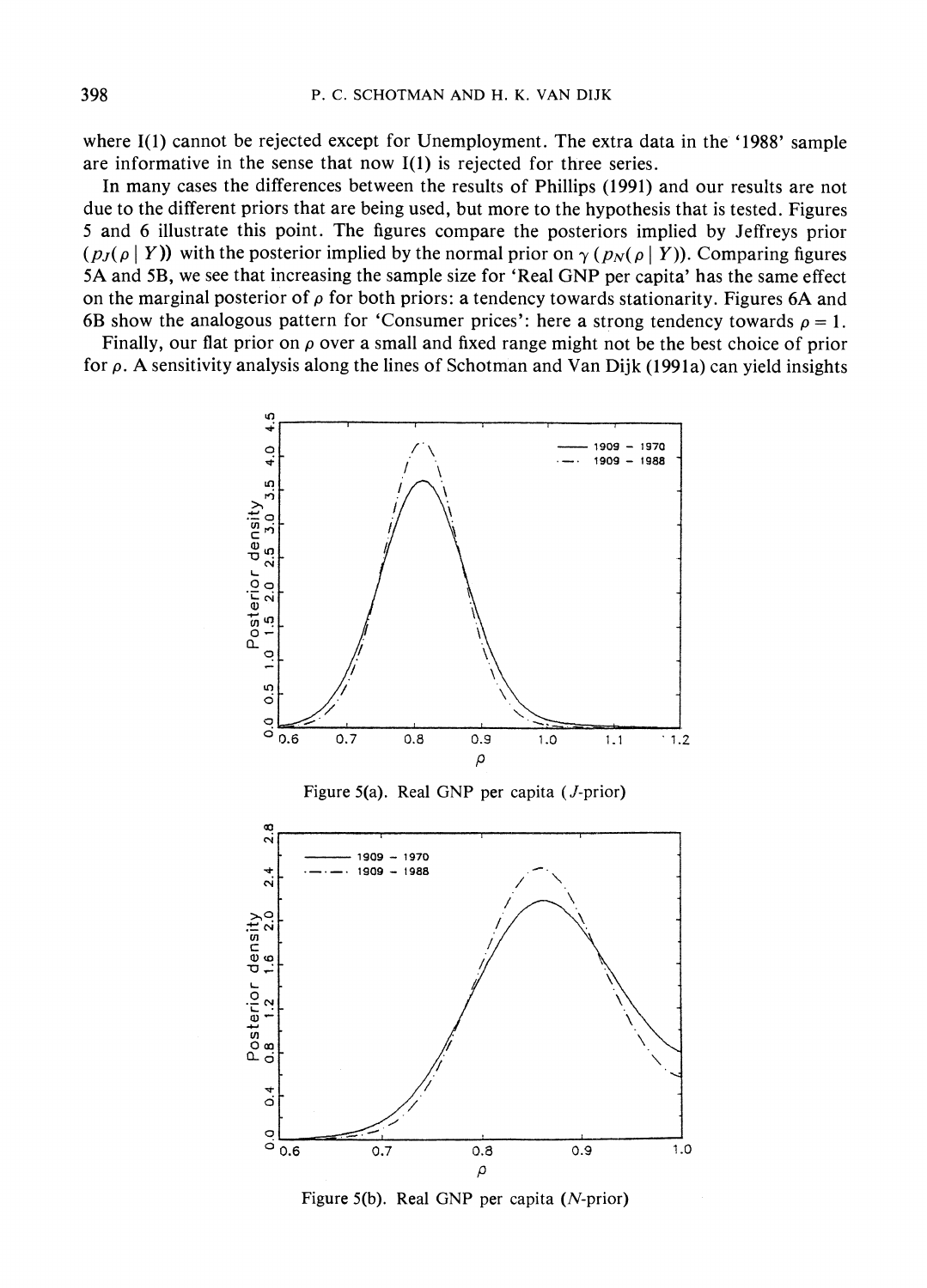where I(1) cannot be rejected except for Unemployment. The extra data in the '1988' sample are informative in the sense that now I(1) is rejected for three series.

In many cases the differences between the results of Phillips (1991) and our results are not due to the different priors that are being used, but more to the hypothesis that is tested. Figures 5 and 6 illustrate this point. The figures compare the posteriors implied by Jeffreys prior ($p_J(\rho \mid Y)$) with the posterior implied by the normal prior on $\gamma$ ($p_N(\rho \mid Y)$). Comparing figures 5A and 5B, we see that increasing the sample size for 'Real GNP per capita' has the same effect on the marginal posterior of $\rho$ for both priors: a tendency towards stationarity. Figures 6A and 6B show the analogous pattern for 'Consumer prices': here a strong tendency towards $\rho = 1$.

Finally, our flat prior on $\rho$ over a small and fixed range might not be the best choice of prior for $\rho$. A sensitivity analysis along the lines of Schotman and Van Dijk (1991a) can yield insights

Figure 5(a). Real GNP per capita (*J*-prior)

Figure 5(b). Real GNP per capita (*N*-prior)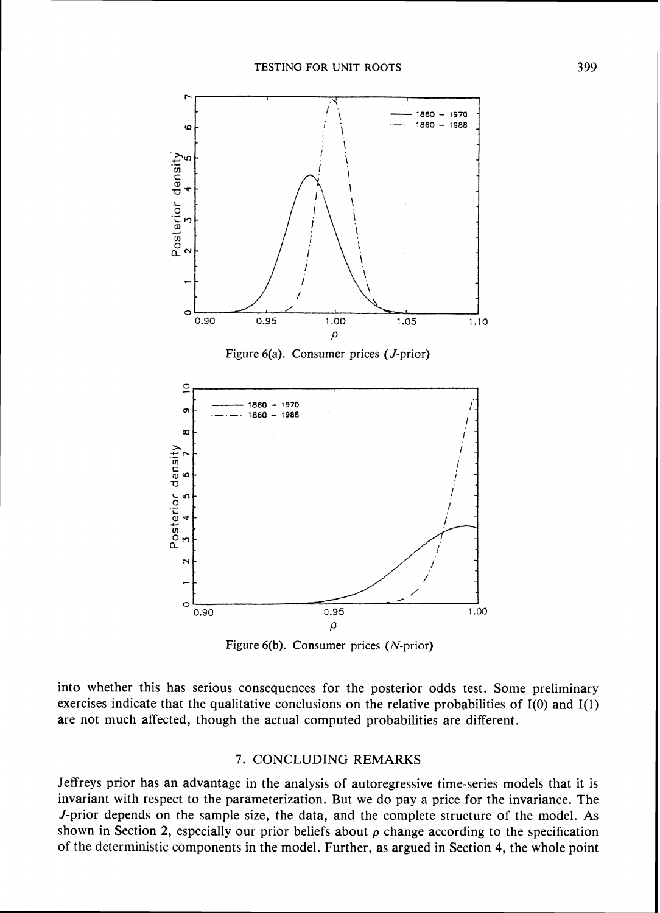Figure 6(a). Consumer prices (*J*-prior)

Figure 6(b). Consumer prices (*N*-prior)

into whether this has serious consequences for the posterior odds test. Some preliminary exercises indicate that the qualitative conclusions on the relative probabilities of I(0) and I(1) are not much affected, though the actual computed probabilities are different.

## 7. CONCLUDING REMARKS

Jeffreys prior has an advantage in the analysis of autoregressive time-series models that it is invariant with respect to the parameterization. But we do pay a price for the invariance. The *J*-prior depends on the sample size, the data, and the complete structure of the model. As shown in Section 2, especially our prior beliefs about $\rho$ change according to the specification of the deterministic components in the model. Further, as argued in Section 4, the whole point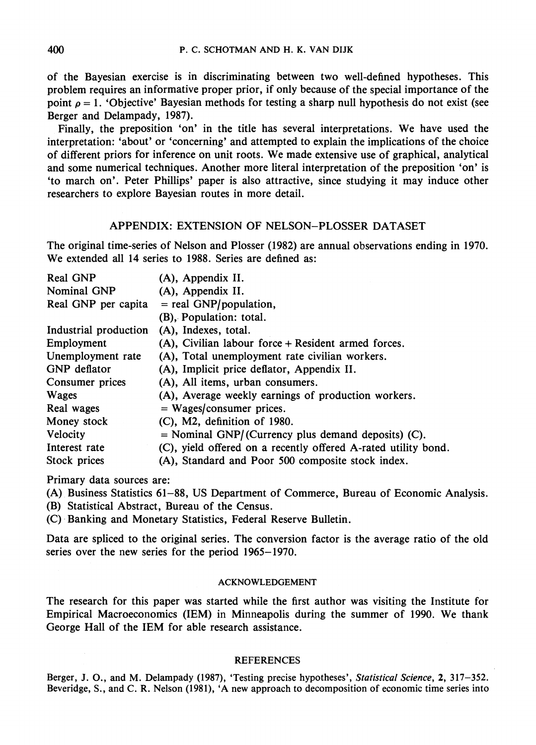of the Bayesian exercise is in discriminating between two well-defined hypotheses. This problem requires an informative proper prior, if only because of the special importance of the point $\rho = 1$. 'Objective' Bayesian methods for testing a sharp null hypothesis do not exist (see Berger and Delampady, 1987).

Finally, the preposition 'on' in the title has several interpretations. We have used the interpretation: 'about' or 'concerning' and attempted to explain the implications of the choice of different priors for inference on unit roots. We made extensive use of graphical, analytical and some numerical techniques. Another more literal interpretation of the preposition 'on' is 'to march on'. Peter Phillips' paper is also attractive, since studying it may induce other researchers to explore Bayesian routes in more detail.

## APPENDIX: EXTENSION OF NELSON–PLOSSER DATASET

The original time-series of Nelson and Plosser (1982) are annual observations ending in 1970. We extended all 14 series to 1988. Series are defined as:

| | |
|---|---|
| Real GNP | (A), Appendix II. |
| Nominal GNP | (A), Appendix II. |
| Real GNP per capita | = real GNP/population, (B), Population: total. |
| Industrial production | (A), Indexes, total. |
| Employment | (A), Civilian labour force + Resident armed forces. |
| Unemployment rate | (A), Total unemployment rate civilian workers. |
| GNP deflator | (A), Implicit price deflator, Appendix II. |
| Consumer prices | (A), All items, urban consumers. |
| Wages | (A), Average weekly earnings of production workers. |
| Real wages | = Wages/consumer prices. |
| Money stock | (C), M2, definition of 1980. |
| Velocity | = Nominal GNP/(Currency plus demand deposits) (C). |
| Interest rate | (C), yield offered on a recently offered A-rated utility bond. |
| Stock prices | (A), Standard and Poor 500 composite stock index. |

Primary data sources are:

(A) Business Statistics 61–88, US Department of Commerce, Bureau of Economic Analysis.
(B) Statistical Abstract, Bureau of the Census.
(C) Banking and Monetary Statistics, Federal Reserve Bulletin.

Data are spliced to the original series. The conversion factor is the average ratio of the old series over the new series for the period 1965–1970.

### ACKNOWLEDGEMENT

The research for this paper was started while the first author was visiting the Institute for Empirical Macroeconomics (IEM) in Minneapolis during the summer of 1990. We thank George Hall of the IEM for able research assistance.

## REFERENCES

Berger, J. O., and M. Delampady (1987), 'Testing precise hypotheses', *Statistical Science*, **2**, 317–352.

Beveridge, S., and C. R. Nelson (1981), 'A new approach to decomposition of economic time series into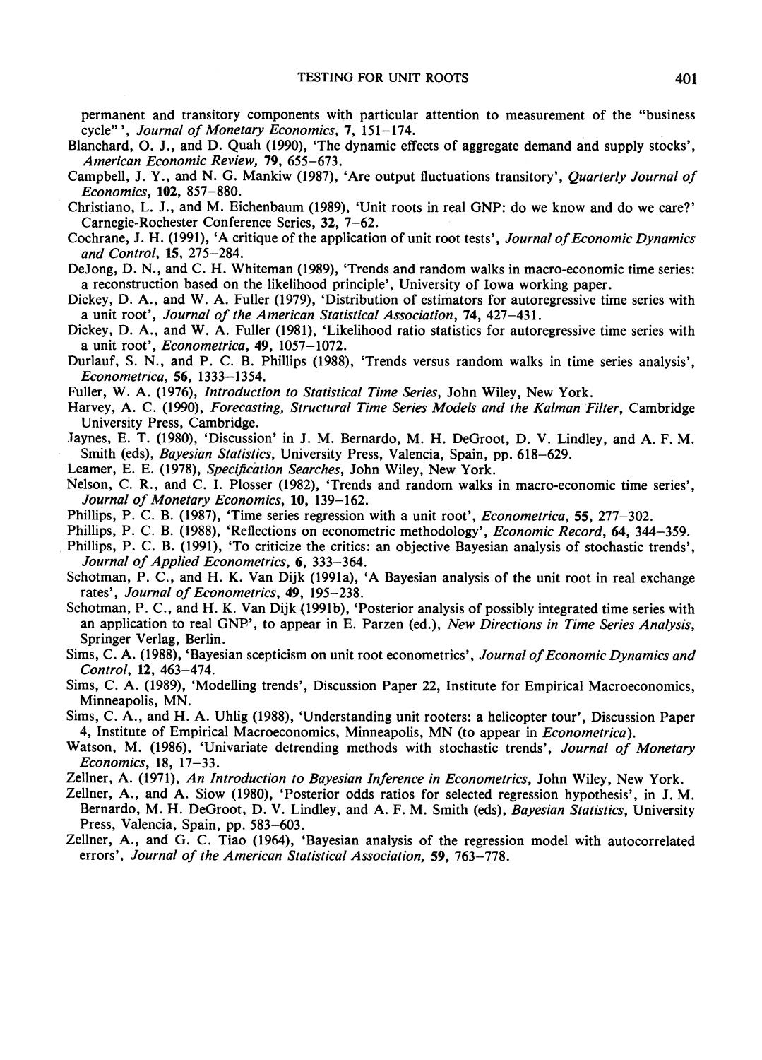permanent and transitory components with particular attention to measurement of the "business cycle" ', *Journal of Monetary Economics*, **7**, 151–174.

Blanchard, O. J., and D. Quah (1990), 'The dynamic effects of aggregate demand and supply stocks', *American Economic Review*, **79**, 655–673.

Campbell, J. Y., and N. G. Mankiw (1987), 'Are output fluctuations transitory', *Quarterly Journal of Economics*, **102**, 857–880.

Christiano, L. J., and M. Eichenbaum (1989), 'Unit roots in real GNP: do we know and do we care?' Carnegie-Rochester Conference Series, **32**, 7–62.

Cochrane, J. H. (1991), 'A critique of the application of unit root tests', *Journal of Economic Dynamics and Control*, **15**, 275–284.

DeJong, D. N., and C. H. Whiteman (1989), 'Trends and random walks in macro-economic time series: a reconstruction based on the likelihood principle', University of Iowa working paper.

Dickey, D. A., and W. A. Fuller (1979), 'Distribution of estimators for autoregressive time series with a unit root', *Journal of the American Statistical Association*, **74**, 427–431.

Dickey, D. A., and W. A. Fuller (1981), 'Likelihood ratio statistics for autoregressive time series with a unit root', *Econometrica*, **49**, 1057–1072.

Durlauf, S. N., and P. C. B. Phillips (1988), 'Trends versus random walks in time series analysis', *Econometrica*, **56**, 1333–1354.

Fuller, W. A. (1976), *Introduction to Statistical Time Series*, John Wiley, New York.

Harvey, A. C. (1990), *Forecasting, Structural Time Series Models and the Kalman Filter*, Cambridge University Press, Cambridge.

Jaynes, E. T. (1980), 'Discussion' in J. M. Bernardo, M. H. DeGroot, D. V. Lindley, and A. F. M. Smith (eds), *Bayesian Statistics*, University Press, Valencia, Spain, pp. 618–629.

Leamer, E. E. (1978), *Specification Searches*, John Wiley, New York.

Nelson, C. R., and C. I. Plosser (1982), 'Trends and random walks in macro-economic time series', *Journal of Monetary Economics*, **10**, 139–162.

Phillips, P. C. B. (1987), 'Time series regression with a unit root', *Econometrica*, **55**, 277–302.

Phillips, P. C. B. (1988), 'Reflections on econometric methodology', *Economic Record*, **64**, 344–359.

Phillips, P. C. B. (1991), 'To criticize the critics: an objective Bayesian analysis of stochastic trends', *Journal of Applied Econometrics*, **6**, 333–364.

Schotman, P. C., and H. K. Van Dijk (1991a), 'A Bayesian analysis of the unit root in real exchange rates', *Journal of Econometrics*, **49**, 195–238.

Schotman, P. C., and H. K. Van Dijk (1991b), 'Posterior analysis of possibly integrated time series with an application to real GNP', to appear in E. Parzen (ed.), *New Directions in Time Series Analysis*, Springer Verlag, Berlin.

Sims, C. A. (1988), 'Bayesian scepticism on unit root econometrics', *Journal of Economic Dynamics and Control*, **12**, 463–474.

Sims, C. A. (1989), 'Modelling trends', Discussion Paper 22, Institute for Empirical Macroeconomics, Minneapolis, MN.

Sims, C. A., and H. A. Uhlig (1988), 'Understanding unit rooters: a helicopter tour', Discussion Paper 4, Institute of Empirical Macroeconomics, Minneapolis, MN (to appear in *Econometrica*).

Watson, M. (1986), 'Univariate detrending methods with stochastic trends', *Journal of Monetary Economics*, 18, 17–33.

Zellner, A. (1971), *An Introduction to Bayesian Inference in Econometrics*, John Wiley, New York.

Zellner, A., and A. Siow (1980), 'Posterior odds ratios for selected regression hypothesis', in J. M. Bernardo, M. H. DeGroot, D. V. Lindley, and A. F. M. Smith (eds), *Bayesian Statistics*, University Press, Valencia, Spain, pp. 583–603.

Zellner, A., and G. C. Tiao (1964), 'Bayesian analysis of the regression model with autocorrelated errors', *Journal of the American Statistical Association*, **59**, 763–778.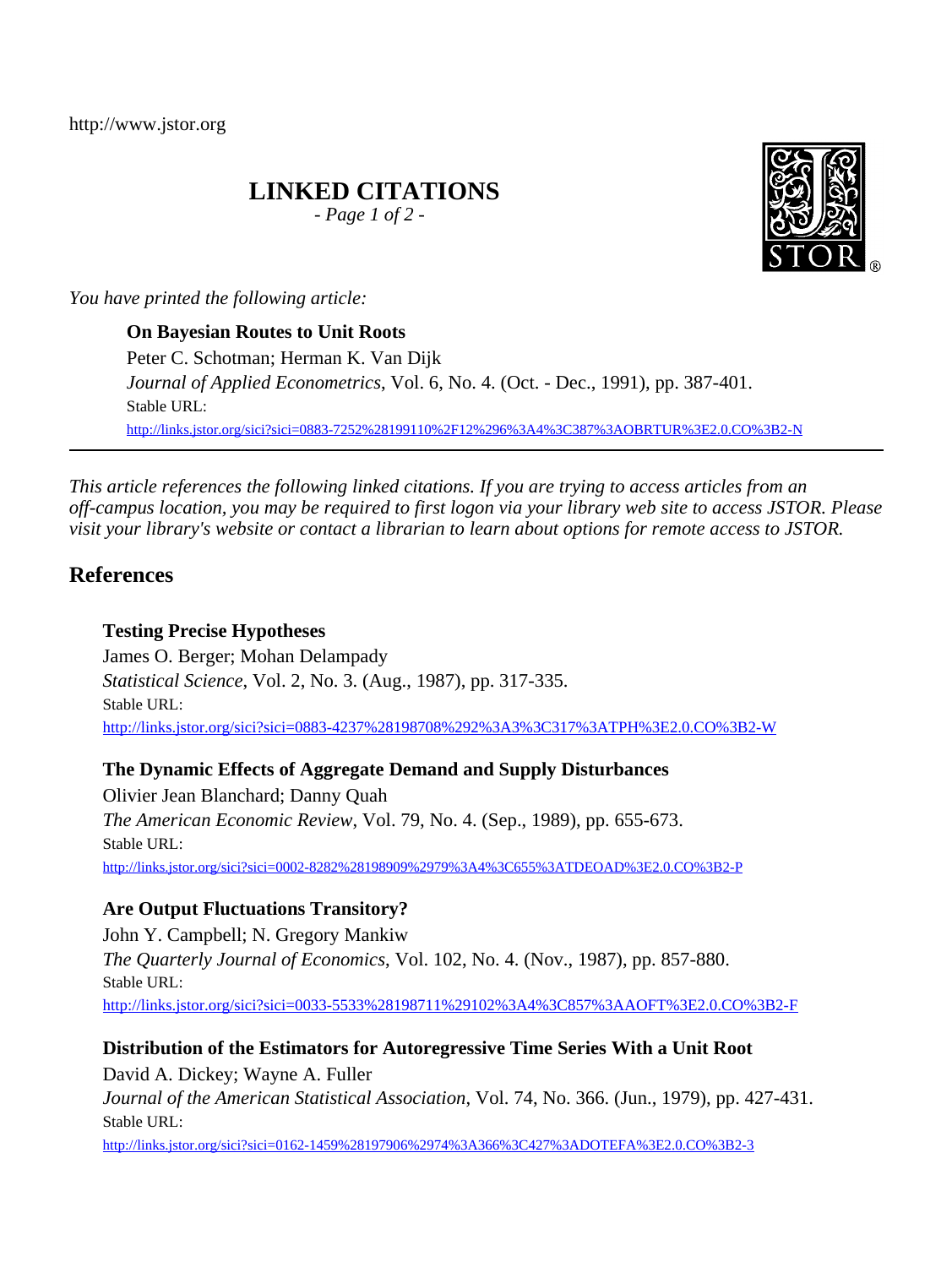http://www.jstor.org

# LINKED CITATIONS

*- Page 1 of 2 -*

*You have printed the following article:*

**On Bayesian Routes to Unit Roots**
Peter C. Schotman; Herman K. Van Dijk
*Journal of Applied Econometrics*, Vol. 6, No. 4. (Oct. - Dec., 1991), pp. 387-401.
Stable URL:
http://links.jstor.org/sici?sici=0883-7252%28199110%2F12%296%3A4%3C387%3AOBRTUR%3E2.0.CO%3B2-N

---

*This article references the following linked citations. If you are trying to access articles from an off-campus location, you may be required to first logon via your library web site to access JSTOR. Please visit your library's website or contact a librarian to learn about options for remote access to JSTOR.*

## References

**Testing Precise Hypotheses**
James O. Berger; Mohan Delampady
*Statistical Science*, Vol. 2, No. 3. (Aug., 1987), pp. 317-335.
Stable URL:
http://links.jstor.org/sici?sici=0883-4237%28198708%292%3A3%3C317%3ATPH%3E2.0.CO%3B2-W

**The Dynamic Effects of Aggregate Demand and Supply Disturbances**
Olivier Jean Blanchard; Danny Quah
*The American Economic Review*, Vol. 79, No. 4. (Sep., 1989), pp. 655-673.
Stable URL:
http://links.jstor.org/sici?sici=0002-8282%28198909%2979%3A4%3C655%3ATDEOAD%3E2.0.CO%3B2-P

**Are Output Fluctuations Transitory?**
John Y. Campbell; N. Gregory Mankiw
*The Quarterly Journal of Economics*, Vol. 102, No. 4. (Nov., 1987), pp. 857-880.
Stable URL:
http://links.jstor.org/sici?sici=0033-5533%28198711%29102%3A4%3C857%3AAOFT%3E2.0.CO%3B2-F

**Distribution of the Estimators for Autoregressive Time Series With a Unit Root**
David A. Dickey; Wayne A. Fuller
*Journal of the American Statistical Association*, Vol. 74, No. 366. (Jun., 1979), pp. 427-431.
Stable URL:
http://links.jstor.org/sici?sici=0162-1459%28197906%2974%3A366%3C427%3ADOTEFA%3E2.0.CO%3B2-3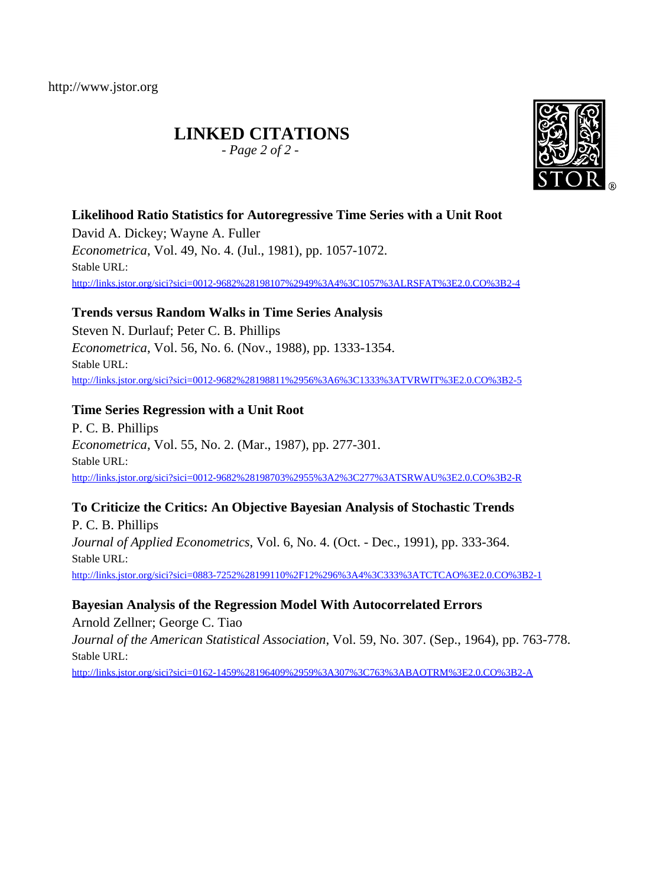# LINKED CITATIONS

**Likelihood Ratio Statistics for Autoregressive Time Series with a Unit Root**
David A. Dickey; Wayne A. Fuller
*Econometrica*, Vol. 49, No. 4. (Jul., 1981), pp. 1057-1072.
Stable URL:
http://links.jstor.org/sici?sici=0012-9682%28198107%2949%3A4%3C1057%3ALRSFAT%3E2.0.CO%3B2-4

**Trends versus Random Walks in Time Series Analysis**
Steven N. Durlauf; Peter C. B. Phillips
*Econometrica*, Vol. 56, No. 6. (Nov., 1988), pp. 1333-1354.
Stable URL:
http://links.jstor.org/sici?sici=0012-9682%28198811%2956%3A6%3C1333%3ATVRWIT%3E2.0.CO%3B2-5

**Time Series Regression with a Unit Root**
P. C. B. Phillips
*Econometrica*, Vol. 55, No. 2. (Mar., 1987), pp. 277-301.
Stable URL:
http://links.jstor.org/sici?sici=0012-9682%28198703%2955%3A2%3C277%3ATSRWAU%3E2.0.CO%3B2-R

**To Criticize the Critics: An Objective Bayesian Analysis of Stochastic Trends**
P. C. B. Phillips
*Journal of Applied Econometrics*, Vol. 6, No. 4. (Oct. - Dec., 1991), pp. 333-364.
Stable URL:
http://links.jstor.org/sici?sici=0883-7252%28199110%2F12%296%3A4%3C333%3ATCTCAO%3E2.0.CO%3B2-1

**Bayesian Analysis of the Regression Model With Autocorrelated Errors**
Arnold Zellner; George C. Tiao
*Journal of the American Statistical Association*, Vol. 59, No. 307. (Sep., 1964), pp. 763-778.
Stable URL:
http://links.jstor.org/sici?sici=0162-1459%28196409%2959%3A307%3C763%3ABAOTRM%3E2.0.CO%3B2-A